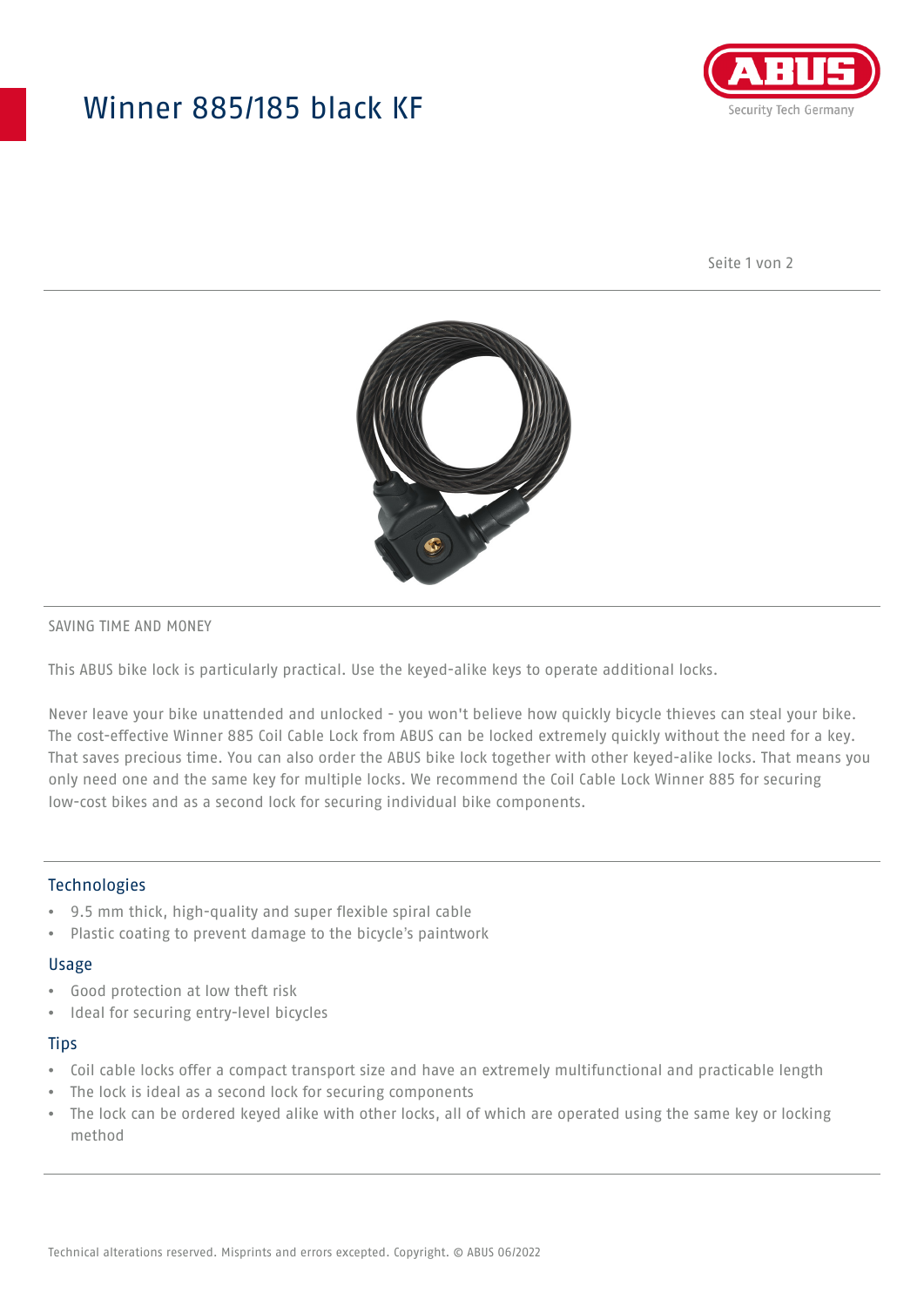# Winner 885/185 black KF

SAVING TIME AND MONEY

This ABUS bike lock is particularly practical. Use the keyed-alike keys to operate additional locks.

Never leave your bike unattended and unlocked - you won't believe how quickly bicycle thieves can steal your bike. The cost-effective Winner 885 Coil Cable Lock from ABUS can be locked extremely quickly without the need for a key. That saves precious time. You can also order the ABUS bike lock together with other keyed-alike locks. That means you only need one and the same key for multiple locks. We recommend the Coil Cable Lock Winner 885 for securing low-cost bikes and as a second lock for securing individual bike components.

## Technologies

- 9.5 mm thick, high-quality and super flexible spiral cable
- Plastic coating to prevent damage to the bicycle's paintwork

## Usage

- Good protection at low theft risk
- Ideal for securing entry-level bicycles

## Tips

- Coil cable locks offer a compact transport size and have an extremely multifunctional and practicable length
- The lock is ideal as a second lock for securing components
- The lock can be ordered keyed alike with other locks, all of which are operated using the same key or locking method

Technical alterations reserved. Misprints and errors excepted. Copyright. © ABUS 06/2022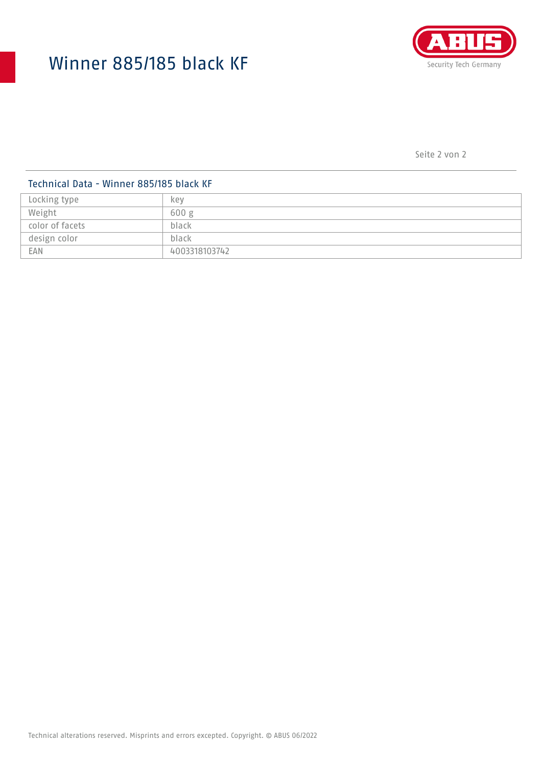# Winner 885/185 black KF

## Technical Data - Winner 885/185 black KF

| | |
|---|---|
| Locking type | key |
| Weight | 600 g |
| color of facets | black |
| design color | black |
| EAN | 4003318103742 |

Technical alterations reserved. Misprints and errors excepted. Copyright. © ABUS 06/2022